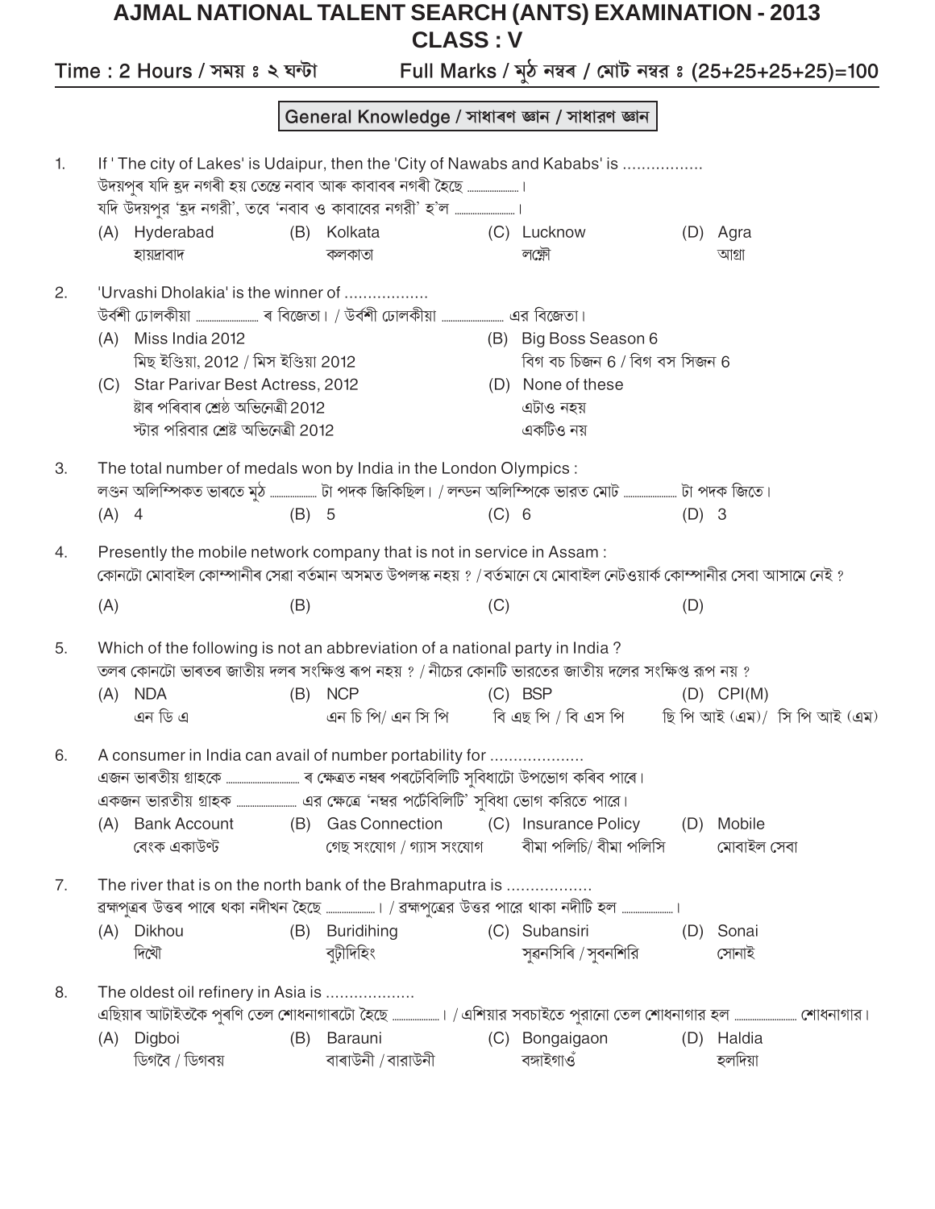# AJMAL NATIONAL TALENT SEARCH (ANTS) EXAMINATION - 2013

## CLASS : V

Time : 2 Hours / সময় ঃ ২ ঘন্টা Full Marks / মুঠ নম্বৰ / মোট নম্বর ঃ (25+25+25+25)=100

### General Knowledge / সাধাৰণ জ্ঞান / সাধারণ জ্ঞান

1. If ' The city of Lakes' is Udaipur, then the 'City of Nawabs and Kababs' is .................
উদয়পুৰ যদি হ্রদ নগৰী হয় তেন্তে নবাব আৰু কাবাবৰ নগৰী হৈছে ..................।
যদি উদয়পুর 'হ্রদ নগরী', তবে 'নবাব ও কাবাবের নগরী' হ'ল ..................।
(A) Hyderabad হায়দ্রাবাদ (B) Kolkata কলকাতা (C) Lucknow লক্ষৌ (D) Agra আগ্রা

2. 'Urvashi Dholakia' is the winner of .................
উৰ্বশী ঢোলকীয়া .................. ৰ বিজেতা। / উর্বশী ঢোলকীয়া .................. এর বিজেতা।
(A) Miss India 2012
মিছ ইণ্ডিয়া, 2012 / মিস ইণ্ডিয়া 2012
(B) Big Boss Season 6
বিগ বচ চিজন 6 / বিগ বস সিজন 6
(C) Star Parivar Best Actress, 2012
ষ্টাৰ পৰিবাৰ শ্ৰেষ্ঠ অভিনেত্ৰী 2012
স্টার পরিবার শ্রেষ্ঠ অভিনেত্রী 2012
(D) None of these
এটাও নহয়
একটিও নয়

3. The total number of medals won by India in the London Olympics :
লণ্ডন অলিম্পিকত ভাৰতে মুঠ .................. টা পদক জিকিছিল। / লন্ডন অলিম্পিকে ভারত মোট .................. টা পদক জিতে।
(A) 4 (B) 5 (C) 6 (D) 3

4. Presently the mobile network company that is not in service in Assam :
কোনটো মোবাইল কোম্পানীৰ সেৱা বৰ্তমান অসমত উপলব্ধ নহয় ? / বর্তমানে যে মোবাইল নেটওয়ার্ক কোম্পানীর সেবা আসামে নেই ?
(A) (B) (C) (D)

5. Which of the following is not an abbreviation of a national party in India ?
তলৰ কোনটো ভাৰতৰ জাতীয় দলৰ সংক্ষিপ্ত ৰূপ নহয় ? / নীচের কোনটি ভারতের জাতীয় দলের সংক্ষিপ্ত রূপ নয় ?
(A) NDA এন ডি এ (B) NCP এন চি পি/ এন সি পি (C) BSP বি এছ পি / বি এস পি (D) CPI(M) ছি পি আই (এম)/ সি পি আই (এম)

6. A consumer in India can avail of number portability for ....................
এজন ভাৰতীয় গ্ৰাহকে .................. ৰ ক্ষেত্ৰত নম্বৰ পৰটেবিলিটি সুবিধাটো উপভোগ কৰিব পাৰে।
একজন ভারতীয় গ্রাহক .................. এর ক্ষেত্রে 'নম্বর পর্টেবিলিটি' সুবিধা ভোগ করিতে পারে।
(A) Bank Account বেংক একাউণ্ট (B) Gas Connection গেছ সংযোগ / গ্যাস সংযোগ (C) Insurance Policy বীমা পলিচি/ বীমা পলিসি (D) Mobile মোবাইল সেবা

7. The river that is on the north bank of the Brahmaputra is .................
ব্ৰহ্মপুত্ৰৰ উত্তৰ পাৰে থকা নদীখন হৈছে ..................। / ব্রহ্মপুত্রের উত্তর পারে থাকা নদীটি হল ..................।
(A) Dikhou দিখৌ (B) Buridihing বুঢ়ীদিহিং (C) Subansiri সুবনসিৰি / সুবনশিরি (D) Sonai সোনাই

8. The oldest oil refinery in Asia is ..................
এছিয়াৰ আটাইতকৈ পুৰণি তেল শোধনাগাৰটো হৈছে ..................। / এশিয়ার সবচাইতে পুরানো তেল শোধনাগার হল .................. শোধনাগার।
(A) Digboi ডিগবৈ / ডিগবয় (B) Barauni বাৰাউনী / বারাউনী (C) Bongaigaon বঙ্গাইগাওঁ (D) Haldia হলদিয়া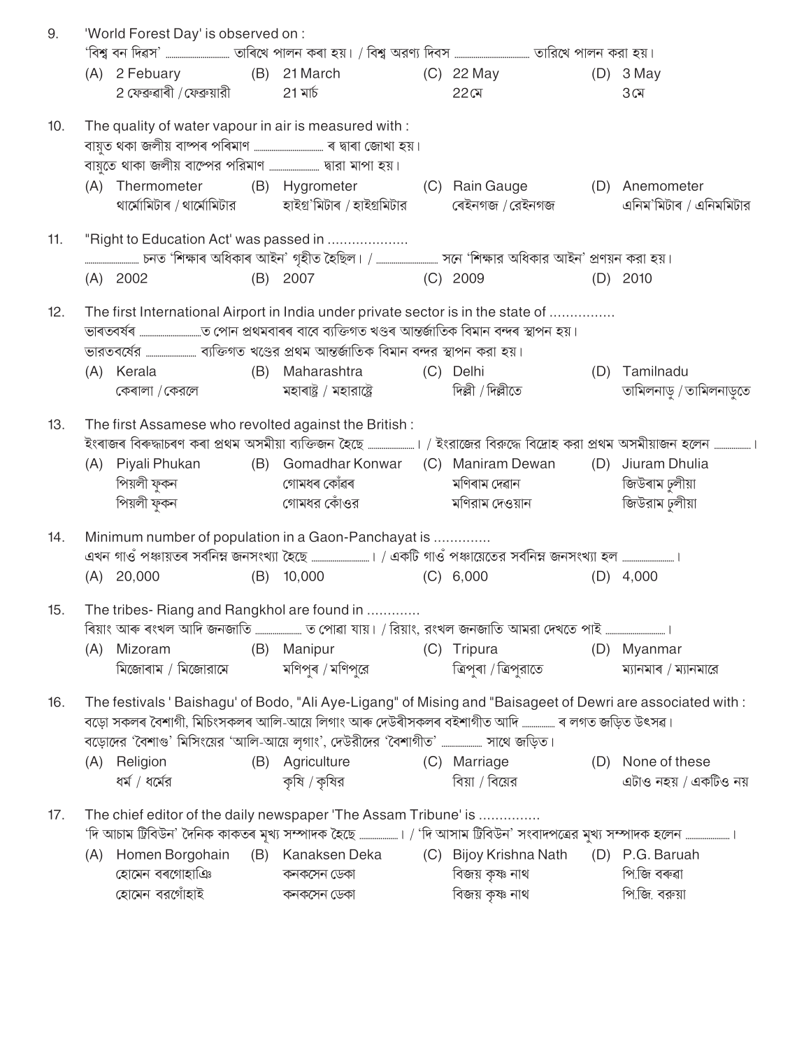9. 'World Forest Day' is observed on :
'বিশ্ব বন দিৱস' .................... তাৰিখে পালন কৰা হয়। / বিশ্ব অরণ্য দিবস .................... তারিখে পালন করা হয়।

(A) 2 Febuary
2 ফেব্ৰুৱাৰী / ফেব্রুয়ারী
(B) 21 March
21 মাৰ্চ
(C) 22 May
22মে
(D) 3 May
3মে

10. The quality of water vapour in air is measured with :
বায়ুত থকা জলীয় বাষ্পৰ পৰিমাণ .................... ৰ দ্বাৰা জোখা হয়।
বায়ুতে থাকা জলীয় বাষ্পের পরিমাণ .................... দ্বারা মাপা হয়।

(A) Thermometer
থাৰ্মোমিটাৰ / থার্মোমিটার
(B) Hygrometer
হাইগ্ৰ'মিটাৰ / হাইগ্রমিটার
(C) Rain Gauge
ৰেইনগজ / রেইনগজ
(D) Anemometer
এনিম'মিটাৰ / এনিমমিটার

11. "Right to Education Act' was passed in ....................
.................... চনত 'শিক্ষাৰ অধিকাৰ আইন' গৃহীত হৈছিল। / .................... সনে 'শিক্ষার অধিকার আইন' প্রণয়ন করা হয়।

(A) 2002
(B) 2007
(C) 2009
(D) 2010

12. The first International Airport in India under private sector is in the state of ................
ভাৰতবৰ্ষৰ ....................ত পোন প্ৰথমবাৰৰ বাবে ব্যক্তিগত খণ্ডৰ আন্তৰ্জাতিক বিমান বন্দৰ স্থাপন হয়।
ভারতবর্ষের .................... ব্যক্তিগত খণ্ডের প্রথম আন্তর্জাতিক বিমান বন্দর স্থাপন করা হয়।

(A) Kerala
কেৰালা / কেরলে
(B) Maharashtra
মহাৰাষ্ট্ৰ / মহারাষ্ট্রে
(C) Delhi
দিল্লী / দিল্লীতে
(D) Tamilnadu
তামিলনাডু / তামিলনাডুতে

13. The first Assamese who revolted against the British :
ইংৰাজৰ বিৰুদ্ধাচৰণ কৰা প্ৰথম অসমীয়া ব্যক্তিজন হৈছে ....................। / ইংরাজের বিরুদ্ধে বিদ্রোহ করা প্রথম অসমীয়াজন হলেন ....................।

(A) Piyali Phukan
পিয়লী ফুকন
পিয়লী ফুকন
(B) Gomadhar Konwar
গোমধৰ কোঁৱৰ
গোমধর কোঁওর
(C) Maniram Dewan
মণিৰাম দেৱান
মণিরাম দেওয়ান
(D) Jiuram Dhulia
জিউৰাম ঢুলীয়া
জিউরাম ঢুলীয়া

14. Minimum number of population in a Gaon-Panchayat is ..............
এখন গাওঁ পঞ্চায়তৰ সৰ্বনিম্ন জনসংখ্যা হৈছে ....................। / একটি গাওঁ পঞ্চায়েতের সর্বনিম্ন জনসংখ্যা হল ....................।

(A) 20,000
(B) 10,000
(C) 6,000
(D) 4,000

15. The tribes- Riang and Rangkhol are found in .............
ৰিয়াং আৰু ৰংখল আদি জনজাতি .................... ত পোৱা যায়। / রিয়াং, রংখল জনজাতি আমরা দেখতে পাই ....................।

(A) Mizoram
মিজোৰাম / মিজোরামে
(B) Manipur
মণিপুৰ / মণিপুরে
(C) Tripura
ত্ৰিপুৰা / ত্রিপুরাতে
(D) Myanmar
ম্যানমাৰ / ম্যানমারে

16. The festivals ' Baishagu' of Bodo, "Ali Aye-Ligang" of Mising and "Baisageet of Dewri are associated with :
বড়ো সকলৰ বৈশাগী, মিচিংসকলৰ আলি-আয়ে লিগাং আৰু দেউৰীসকলৰ বইশাগীত আদি .................... ৰ লগত জড়িত উৎসৱ।
বড়োদের 'বৈশাগু' মিসিংয়ের 'আলি-আয়ে লৃগাং', দেউরীদের 'বৈশাগীত' .................... সাথে জড়িত।

(A) Religion
ধৰ্ম / ধর্মের
(B) Agriculture
কৃষি / কৃষির
(C) Marriage
বিয়া / বিয়ের
(D) None of these
এটাও নহয় / একটিও নয়

17. The chief editor of the daily newspaper 'The Assam Tribune' is ...............
'দি আচাম ট্ৰিবিউন' দৈনিক কাকতৰ মুখ্য সম্পাদক হৈছে ....................। / 'দি আসাম ট্রিবিউন' সংবাদপত্রের মুখ্য সম্পাদক হলেন ....................।

(A) Homen Borgohain
হোমেন বৰগোহাঞি
হোমেন বরগোঁহাই
(B) Kanaksen Deka
কনকসেন ডেকা
কনকসেন ডেকা
(C) Bijoy Krishna Nath
বিজয় কৃষ্ণ নাথ
বিজয় কৃষ্ণ নাথ
(D) P.G. Baruah
পি.জি বৰুৱা
পি.জি. বরুয়া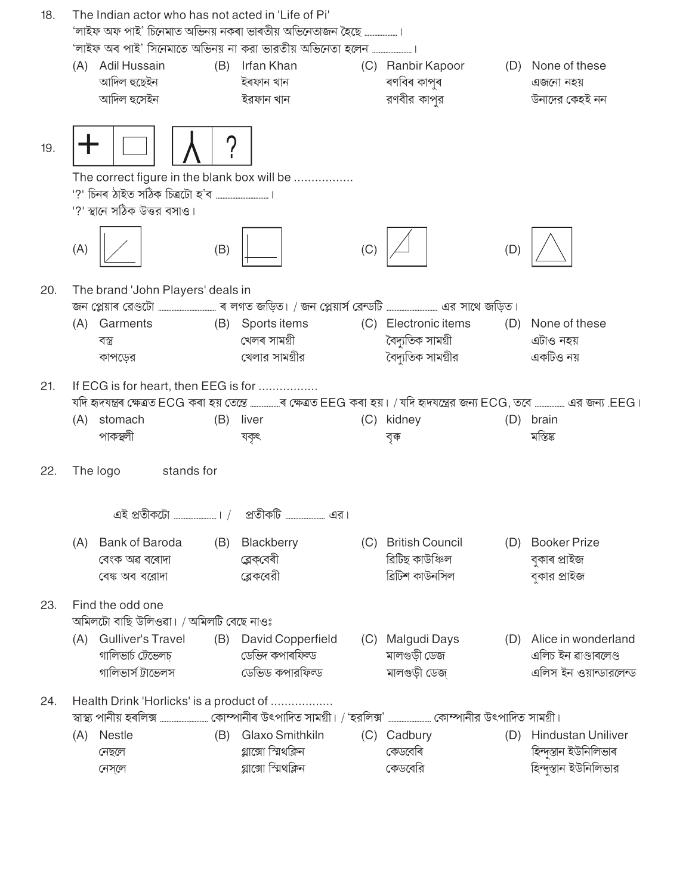18. The Indian actor who has not acted in 'Life of Pi'
'লাইফ অফ পাই' চিনেমাত অভিনয় নকৰা ভাৰতীয় অভিনেতাজন হৈছে ..................।
'লাইফ অব পাই' সিনেমাতে অভিনয় না করা ভারতীয় অভিনেতা হলেন ......................।

(A) Adil Hussain
আদিল হুছেইন
আদিল হুসেইন

(B) Irfan Khan
ইৰফান খান
ইরফান খান

(C) Ranbir Kapoor
ৰণবিৰ কাপুৰ
রণবীর কাপুর

(D) None of these
এজনো নহয়
উনাদের কেহই নন

19. [ + | □ ] [ ⅄ | ? ]

The correct figure in the blank box will be ................
'?' চিনৰ ঠাইত সঠিক চিত্ৰটো হ'ব ..............................।
'?' স্থানে সঠিক উত্তর বসাও।

(A) (B) (C) (D)

20. The brand 'John Players' deals in
জন প্লেয়াৰ ব্ৰেণ্ডটো ................................ ৰ লগত জড়িত। / জন প্লেয়ার্স ব্রেন্ডটি ............................ এর সাথে জড়িত।

(A) Garments
বস্ত্ৰ
কাপড়ের

(B) Sports items
খেলৰ সামগ্ৰী
খেলার সামগ্রীর

(C) Electronic items
বৈদ্যুতিক সামগ্ৰী
বৈদ্যুতিক সামগ্রীর

(D) None of these
এটাও নহয়
একটিও নয়

21. If ECG is for heart, then EEG is for ................
যদি হৃদযন্ত্ৰৰ ক্ষেত্ৰত ECG কৰা হয় তেন্তে ................ৰ ক্ষেত্ৰত EEG কৰা হয়। / যদি হৃদযন্ত্রের জন্য ECG, তবে ................ এর জন্য .EEG।

(A) stomach
পাকস্থলী

(B) liver
যকৃৎ

(C) kidney
বৃক্ক

(D) brain
মস্তিষ্ক

22. The logo stands for

এই প্ৰতীকটো ........................। / প্রতীকটি ...................... এর।

(A) Bank of Baroda
বেংক অৱ বৰোদা
বেঙ্ক অব বরোদা

(B) Blackberry
ব্লেক্‌বেৰী
ব্লেকবেরী

(C) British Council
ব্ৰিটিছ কাউঞ্চিল
ব্রিটিশ কাউনসিল

(D) Booker Prize
বুকাৰ প্ৰাইজ
বুকার প্রাইজ

23. Find the odd one
অমিলটো বাছি উলিওৱা। / অমিলটি বেছে নাওঃ

(A) Gulliver's Travel
গালিভাৰ্চ ট্ৰেভেলচ্
গালিভার্স ট্রাভেলস

(B) David Copperfield
ডেভিদ কপাৰফিল্ড
ডেভিড কপারফিল্ড

(C) Malgudi Days
মালগুড়ী ডেজ
মালগুড়ী ডেজ্

(D) Alice in wonderland
এলিচ ইন ৱাণ্ডাৰলেণ্ড
এলিস ইন ওয়ান্ডারলেন্ড

24. Health Drink 'Horlicks' is a product of ..................
স্বাস্থ্য পানীয় হৰলিক্স .......................... কোম্পানীৰ উৎপাদিত সামগ্ৰী। / 'হরলিক্স' ........................ কোম্পানীর উৎপাদিত সামগ্রী।

(A) Nestle
নেছলে
নেস্‌লে

(B) Glaxo Smithkiln
গ্লাক্সো স্মিথক্লিন
গ্লাক্সো স্মিথক্লিন

(C) Cadbury
কেডবেৰি
কেডবেরি

(D) Hindustan Uniliver
হিন্দুস্তান ইউনিলিভাৰ
হিন্দুস্তান ইউনিলিভার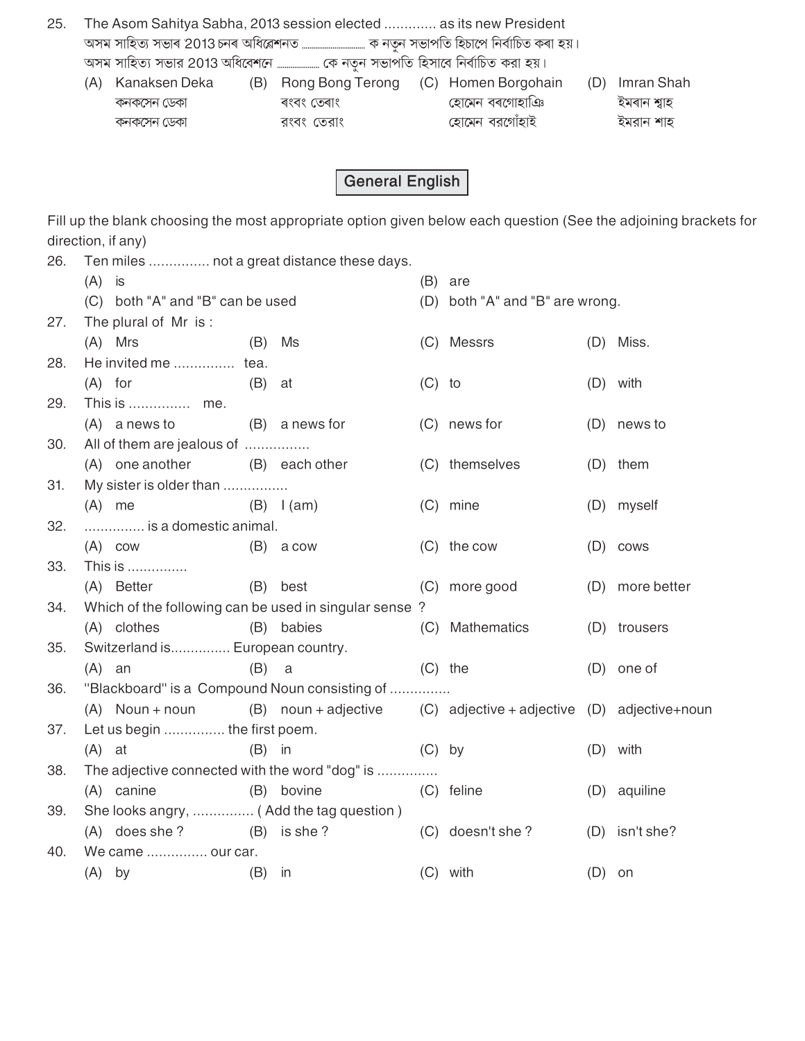25. The Asom Sahitya Sabha, 2013 session elected ............. as its new President
অসম সাহিত্য সভাৰ 2013 চনৰ অধিৱেশনত .................... ক নতুন সভাপতি হিচাপে নিৰ্বাচিত কৰা হয়।
অসম সাহিত্য সভার 2013 অধিবেশনে .................. কে নতুন সভাপতি হিসাবে নির্বাচিত করা হয়।

(A) Kanaksen Deka
কনকসেন ডেকা
কনকসেন ডেকা

(B) Rong Bong Terong
ৰংবং তেৰাং
রংবং তেরাং

(C) Homen Borgohain
হোমেন বৰগোহাঞি
হোমেন বরগোঁহাই

(D) Imran Shah
ইমৰান শ্বাহ
ইমরান শাহ

## General English

Fill up the blank choosing the most appropriate option given below each question (See the adjoining brackets for direction, if any)

26. Ten miles ............... not a great distance these days.
(A) is
(B) are
(C) both "A" and "B" can be used
(D) both "A" and "B" are wrong.

27. The plural of Mr is :
(A) Mrs (B) Ms (C) Messrs (D) Miss.

28. He invited me ............... tea.
(A) for (B) at (C) to (D) with

29. This is ............... me.
(A) a news to (B) a news for (C) news for (D) news to

30. All of them are jealous of ................
(A) one another (B) each other (C) themselves (D) them

31. My sister is older than ................
(A) me (B) I (am) (C) mine (D) myself

32. ............... is a domestic animal.
(A) cow (B) a cow (C) the cow (D) cows

33. This is ...............
(A) Better (B) best (C) more good (D) more better

34. Which of the following can be used in singular sense ?
(A) clothes (B) babies (C) Mathematics (D) trousers

35. Switzerland is............... European country.
(A) an (B) a (C) the (D) one of

36. "Blackboard" is a Compound Noun consisting of ...............
(A) Noun + noun (B) noun + adjective (C) adjective + adjective (D) adjective+noun

37. Let us begin ............... the first poem.
(A) at (B) in (C) by (D) with

38. The adjective connected with the word "dog" is ...............
(A) canine (B) bovine (C) feline (D) aquiline

39. She looks angry, ............... ( Add the tag question )
(A) does she ? (B) is she ? (C) doesn't she ? (D) isn't she?

40. We came ............... our car.
(A) by (B) in (C) with (D) on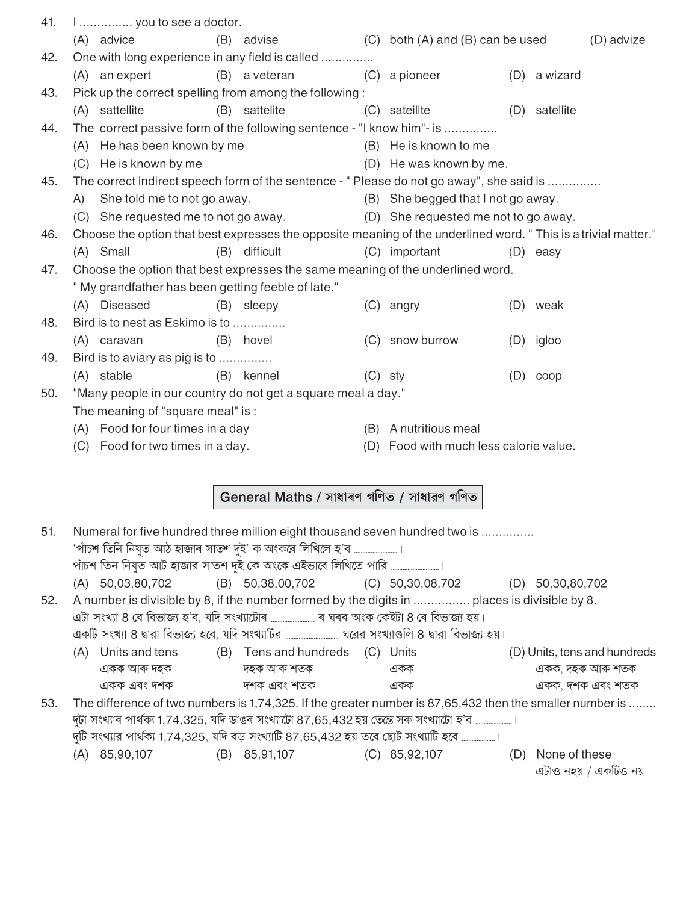41. I ............... you to see a doctor.
    (A) advice (B) advise (C) both (A) and (B) can be used (D) advize

42. One with long experience in any field is called ...............
    (A) an expert (B) a veteran (C) a pioneer (D) a wizard

43. Pick up the correct spelling from among the following :
    (A) sattellite (B) sattelite (C) sateilite (D) satellite

44. The correct passive form of the following sentence - "I know him"- is ...............
    (A) He has been known by me
    (B) He is known to me
    (C) He is known by me
    (D) He was known by me.

45. The correct indirect speech form of the sentence - " Please do not go away", she said is ...............
    A) She told me to not go away.
    (B) She begged that I not go away.
    (C) She requested me to not go away.
    (D) She requested me not to go away.

46. Choose the option that best expresses the opposite meaning of the underlined word. " This is a trivial matter."
    (A) Small (B) difficult (C) important (D) easy

47. Choose the option that best expresses the same meaning of the underlined word.
    " My grandfather has been getting feeble of late."
    (A) Diseased (B) sleepy (C) angry (D) weak

48. Bird is to nest as Eskimo is to ...............
    (A) caravan (B) hovel (C) snow burrow (D) igloo

49. Bird is to aviary as pig is to ...............
    (A) stable (B) kennel (C) sty (D) coop

50. "Many people in our country do not get a square meal a day."
    The meaning of "square meal" is :
    (A) Food for four times in a day
    (B) A nutritious meal
    (C) Food for two times in a day.
    (D) Food with much less calorie value.

## General Maths / সাধাৰণ গণিত / সাধারণ গণিত

51. Numeral for five hundred three million eight thousand seven hundred two is ...............
    'পাঁচশ তিনি নিযুত আঠ হাজাৰ সাতশ দুই' ক অংকৰে লিখিলে হ'ব .................. ।
    পাঁচশ তিন নিযুত আট হাজার সাতশ দুই কে অংকে এইভাবে লিখিতে পারি .................. ।
    (A) 50,03,80,702 (B) 50,38,00,702 (C) 50,30,08,702 (D) 50,30,80,702

52. A number is divisible by 8, if the number formed by the digits in ................ places is divisible by 8.
    এটা সংখ্যা 8 ৰে বিভাজ্য হ'ব, যদি সংখ্যাটোৰ .................. ৰ ঘৰৰ অংক কেইটা 8 ৰে বিভাজ্য হয়।
    একটি সংখ্যা 8 দ্বারা বিভাজ্য হবে, যদি সংখ্যাটির .................. ঘরের সংখ্যাগুলি 8 দ্বারা বিভাজ্য হয়।
    (A) Units and tens / একক আৰু দহক / একক এবং দশক
    (B) Tens and hundreds / দহক আৰু শতক / দশক এবং শতক
    (C) Units / একক / একক
    (D) Units, tens and hundreds / একক, দহক আৰু শতক / একক, দশক এবং শতক

53. The difference of two numbers is 1,74,325. If the greater number is 87,65,432 then the smaller number is ........
    দুটা সংখ্যাৰ পাৰ্থক্য 1,74,325, যদি ডাঙৰ সংখ্যাটো 87,65,432 হয় তেন্তে সৰু সংখ্যাটো হ'ব .................. ।
    দুটি সংখ্যার পার্থক্য 1,74,325, যদি বড় সংখ্যাটি 87,65,432 হয় তবে ছোট সংখ্যাটি হবে .................. ।
    (A) 85,90,107 (B) 85,91,107 (C) 85,92,107 (D) None of these / এটাও নহয় / একটিও নয়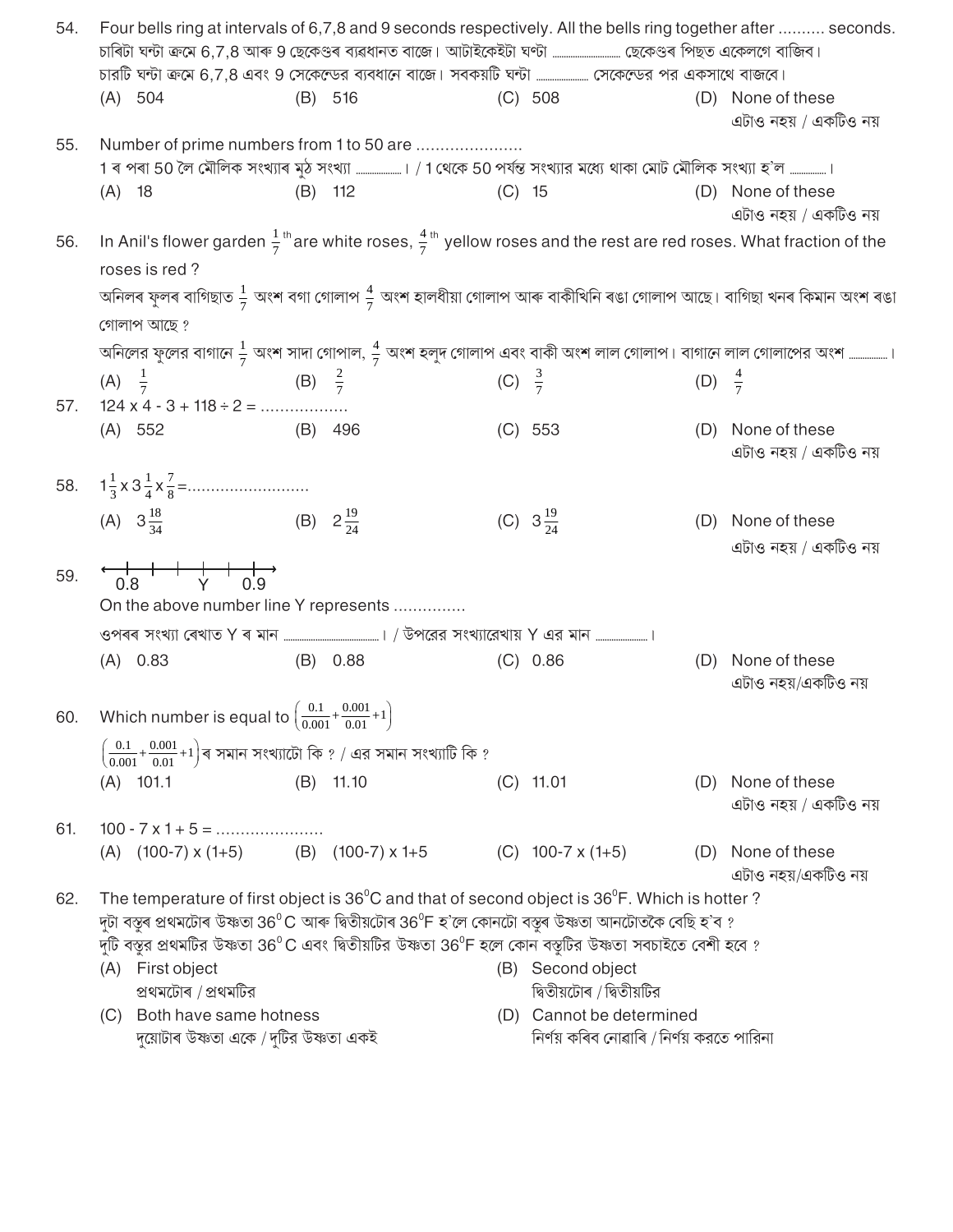54. Four bells ring at intervals of 6,7,8 and 9 seconds respectively. All the bells ring together after .......... seconds.
চাৰিটা ঘন্টা ক্ৰমে 6,7,8 আৰু 9 ছেকেণ্ডৰ ব্যৱধানত বাজে। আটাইকেইটা ঘণ্টা ............................ ছেকেণ্ডৰ পিছত একেলগে বাজিব।
চারটি ঘন্টা ক্রমে 6,7,8 এবং 9 সেকেন্ডের ব্যবধানে বাজে। সবকয়টি ঘন্টা ..................... সেকেন্ডের পর একসাথে বাজবে।

(A) 504 (B) 516 (C) 508 (D) None of these / এটাও নহয় / একটিও নয়

55. Number of prime numbers from 1 to 50 are ......................
1 ৰ পৰা 50 লৈ মৌলিক সংখ্যাৰ মুঠ সংখ্যা ..................। / 1 থেকে 50 পর্যন্ত সংখ্যার মধ্যে থাকা মোট মৌলিক সংখ্যা হ'ল ..............।

(A) 18 (B) 112 (C) 15 (D) None of these / এটাও নহয় / একটিও নয়

56. In Anil's flower garden $\frac{1}{7}^{th}$ are white roses, $\frac{4}{7}^{th}$ yellow roses and the rest are red roses. What fraction of the roses is red ?
অনিলৰ ফুলৰ বাগিছাত $\frac{1}{7}$ অংশ বগা গোলাপ $\frac{4}{7}$ অংশ হালধীয়া গোলাপ আৰু বাকীখিনি ৰঙা গোলাপ আছে। বাগিছা খনৰ কিমান অংশ ৰঙা গোলাপ আছে ?
অনিলের ফুলের বাগানে $\frac{1}{7}$ অংশ সাদা গোপাল, $\frac{4}{7}$ অংশ হলুদ গোলাপ এবং বাকী অংশ লাল গোলাপ। বাগানে লাল গোলাপের অংশ ...............।

(A) $\frac{1}{7}$ (B) $\frac{2}{7}$ (C) $\frac{3}{7}$ (D) $\frac{4}{7}$

57. 124 x 4 - 3 + 118 ÷ 2 = .................

(A) 552 (B) 496 (C) 553 (D) None of these / এটাও নহয় / একটিও নয়

58. $1\frac{1}{3} \times 3\frac{1}{4} \times \frac{7}{8}$ =.........................

(A) $3\frac{18}{34}$ (B) $2\frac{19}{24}$ (C) $3\frac{19}{24}$ (D) None of these / এটাও নহয় / একটিও নয়

59. (Number line with marks: 0.8 ... Y ... 0.9)

On the above number line Y represents ...............
ওপৰৰ সংখ্যা ৰেখাত Y ৰ মান ........................................। / উপরের সংখ্যারেখায় Y এর মান .....................।

(A) 0.83 (B) 0.88 (C) 0.86 (D) None of these / এটাও নহয়/একটিও নয়

60. Which number is equal to $\left(\frac{0.1}{0.001}+\frac{0.001}{0.01}+1\right)$
$\left(\frac{0.1}{0.001}+\frac{0.001}{0.01}+1\right)$ ৰ সমান সংখ্যাটো কি ? / এর সমান সংখ্যাটি কি ?

(A) 101.1 (B) 11.10 (C) 11.01 (D) None of these / এটাও নহয় / একটিও নয়

61. 100 - 7 x 1 + 5 = .....................

(A) (100-7) x (1+5) (B) (100-7) x 1+5 (C) 100-7 x (1+5) (D) None of these / এটাও নহয়/একটিও নয়

62. The temperature of first object is 36°C and that of second object is 36°F. Which is hotter ?
দুটা বস্তুৰ প্ৰথমটোৰ উষ্ণতা 36° C আৰু দ্বিতীয়টোৰ 36°F হ'লে কোনটো বস্তুৰ উষ্ণতা আনটোতকৈ বেছি হ'ব ?
দুটি বস্তুর প্রথমটির উষ্ণতা 36° C এবং দ্বিতীয়টির উষ্ণতা 36°F হলে কোন বস্তুটির উষ্ণতা সবচাইতে বেশী হবে ?

(A) First object / প্ৰথমটোৰ / প্রথমটির
(B) Second object / দ্বিতীয়টোৰ / দ্বিতীয়টির
(C) Both have same hotness / দুয়োটাৰ উষ্ণতা একে / দুটির উষ্ণতা একই
(D) Cannot be determined / নিৰ্ণয় কৰিব নোৱাৰি / নির্ণয় করতে পারিনা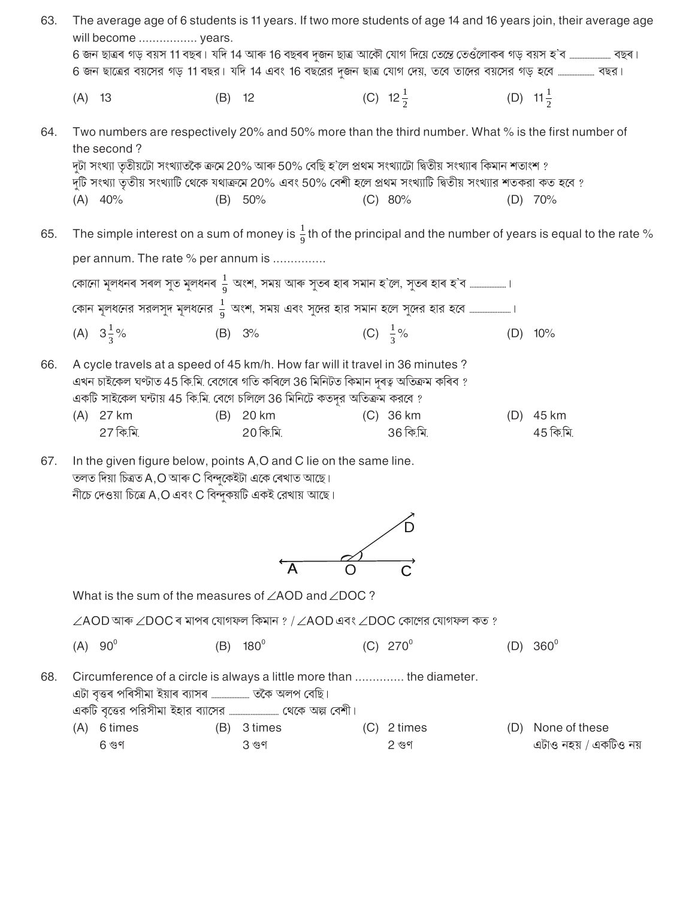63. The average age of 6 students is 11 years. If two more students of age 14 and 16 years join, their average age will become ................ years.
6 জন ছাত্ৰৰ গড় বয়স 11 বছৰ। যদি 14 আৰু 16 বছৰৰ দুজন ছাত্ৰ আকৌ যোগ দিয়ে তেন্তে তেওঁলোকৰ গড় বয়স হ'ব ................ বছৰ।
6 জন ছাত্রের বয়সের গড় 11 বছর। যদি 14 এবং 16 বছরের দুজন ছাত্র যোগ দেয়, তবে তাদের বয়সের গড় হবে ................ বছর।

(A) 13 (B) 12 (C) $12\frac{1}{2}$ (D) $11\frac{1}{2}$

64. Two numbers are respectively 20% and 50% more than the third number. What % is the first number of the second ?
দুটা সংখ্যা তৃতীয়টো সংখ্যাতকৈ ক্ৰমে 20% আৰু 50% বেছি হ'লে প্ৰথম সংখ্যাটো দ্বিতীয় সংখ্যাৰ কিমান শতাংশ ?
দুটি সংখ্যা তৃতীয় সংখ্যাটি থেকে যথাক্রমে 20% এবং 50% বেশী হলে প্রথম সংখ্যাটি দ্বিতীয় সংখ্যার শতকরা কত হবে ?

(A) 40% (B) 50% (C) 80% (D) 70%

65. The simple interest on a sum of money is $\frac{1}{9}$th of the principal and the number of years is equal to the rate % per annum. The rate % per annum is ...............
কোনো মূলধনৰ সৰল সুত মূলধনৰ $\frac{1}{9}$ অংশ, সময় আৰু সুতৰ হাৰ সমান হ'লে, সুতৰ হাৰ হ'ব ................।
কোন মূলধনের সরলসুদ মূলধনের $\frac{1}{9}$ অংশ, সময় এবং সুদের হার সমান হলে সুদের হার হবে ................।

(A) $3\frac{1}{3}$% (B) 3% (C) $\frac{1}{3}$% (D) 10%

66. A cycle travels at a speed of 45 km/h. How far will it travel in 36 minutes ?
এখন চাইকেল ঘণ্টাত 45 কি.মি. বেগেৰে গতি কৰিলে 36 মিনিটত কিমান দূৰত্ব অতিক্ৰম কৰিব ?
একটি সাইকেল ঘন্টায় 45 কি.মি. বেগে চলিলে 36 মিনিটে কতদূর অতিক্রম করবে ?

(A) 27 km / 27 কি.মি. (B) 20 km / 20 কি.মি. (C) 36 km / 36 কি.মি. (D) 45 km / 45 কি.মি.

67. In the given figure below, points A,O and C lie on the same line.
তলত দিয়া চিত্ৰত A,O আৰু C বিন্দুকেইটা একে ৰেখাত আছে।
নীচে দেওয়া চিত্রে A,O এবং C বিন্দুকয়টি একই রেখায় আছে।

What is the sum of the measures of $\angle AOD$ and $\angle DOC$ ?
$\angle AOD$ আৰু $\angle DOC$ ৰ মাপৰ যোগফল কিমান ? / $\angle AOD$ এবং $\angle DOC$ কোণের যোগফল কত ?

(A) $90^0$ (B) $180^0$ (C) $270^0$ (D) $360^0$

68. Circumference of a circle is always a little more than .............. the diameter.
এটা বৃত্তৰ পৰিসীমা ইয়াৰ ব্যাসৰ ................ তকৈ অলপ বেছি।
একটি বৃত্তের পরিসীমা ইহার ব্যাসের ................ থেকে অল্প বেশী।

(A) 6 times / 6 গুণ (B) 3 times / 3 গুণ (C) 2 times / 2 গুণ (D) None of these / এটাও নহয় / একটিও নয়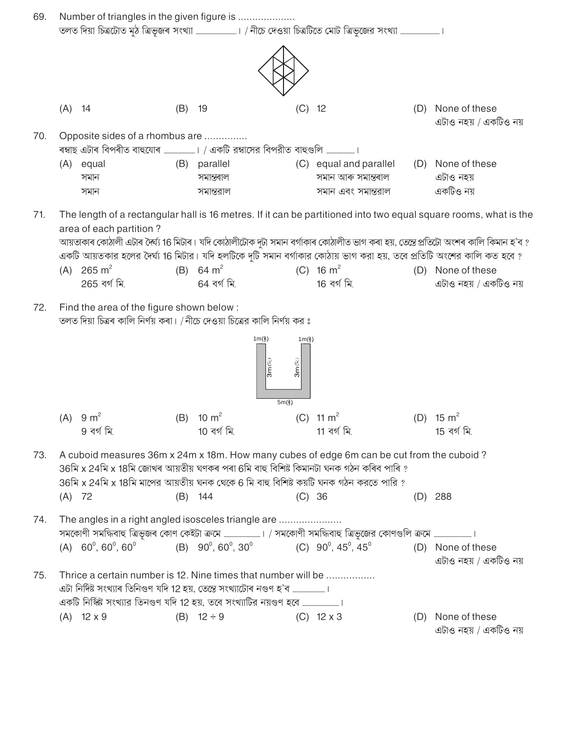69. Number of triangles in the given figure is ....................

তলত দিয়া চিত্ৰটোত মুঠ ত্ৰিভূজৰ সংখ্যা ............................ । / নীচে দেওয়া চিত্রটিতে মোট ত্রিভুজের সংখ্যা ............................ ।

(A) 14 (B) 19 (C) 12 (D) None of these / এটাও নহয় / একটিও নয়

70. Opposite sides of a rhombus are ...............

ৰম্বাছ এটাৰ বিপৰীত বাহুযোৰ ..................... । / একটি রম্বাসের বিপরীত বাহুগুলি ................... ।

(A) equal / সমান / সমান (B) parallel / সমান্তৰাল / সমান্তরাল (C) equal and parallel / সমান আৰু সমান্তৰাল / সমান এবং সমান্তরাল (D) None of these / এটাও নহয় / একটিও নয়

71. The length of a rectangular hall is 16 metres. If it can be partitioned into two equal square rooms, what is the area of each partition ?

আয়তাকাৰ কোঠালী এটাৰ দৈৰ্ঘ্য 16 মিটাৰ। যদি কোঠালীটোক দুটা সমান বৰ্গাকাৰ কোঠালীত ভাগ কৰা হয়, তেন্তে প্ৰতিটো অংশৰ কালি কিমান হ'ব ?

একটি আয়তকার হলের দৈর্ঘ্য 16 মিটার। যদি হলটিকে দুটি সমান বর্গাকার কোঠায় ভাগ করা হয়, তবে প্রতিটি অংশের কালি কত হবে ?

(A) 265 $m^2$ / 265 বৰ্গ মি. (B) 64 $m^2$ / 64 বৰ্গ মি. (C) 16 $m^2$ / 16 বৰ্গ মি. (D) None of these / এটাও নহয় / একটিও নয়

72. Find the area of the figure shown below :

তলত দিয়া চিত্ৰৰ কালি নিৰ্ণয় কৰা। / নীচে দেওয়া চিত্রের কালি নির্ণয় কর ঃ

1m(মি) 1m(মি) 3m(মি) 3m(মি) 5m(মি)

(A) 9 $m^2$ / 9 বৰ্গ মি. (B) 10 $m^2$ / 10 বৰ্গ মি. (C) 11 $m^2$ / 11 বৰ্গ মি. (D) 15 $m^2$ / 15 বৰ্গ মি.

73. A cuboid measures 36m x 24m x 18m. How many cubes of edge 6m can be cut from the cuboid ?

36মি x 24মি x 18মি জোখৰ আয়তীয় ঘণকৰ পৰা 6মি বাহু বিশিষ্ট কিমানটা ঘনক গঠন কৰিব পাৰি ?

36মি x 24মি x 18মি মাপের আয়তীয় ঘনক থেকে 6 মি বাহু বিশিষ্ট কয়টি ঘনক গঠন করতে পারি ?

(A) 72 (B) 144 (C) 36 (D) 288

74. The angles in a right angled isosceles triangle are ......................

সমকোণী সমদ্বিবাহু ত্ৰিভূজৰ কোণ কেইটা ক্ৰমে ......................... । / সমকোণী সমদ্বিবাহু ত্রিভুজের কোণগুলি ক্রমে ......................... ।

(A) $60^0, 60^0, 60^0$ (B) $90^0, 60^0, 30^0$ (C) $90^0, 45^0, 45^0$ (D) None of these / এটাও নহয় / একটিও নয়

75. Thrice a certain number is 12. Nine times that number will be .................

এটা নিৰ্দিষ্ট সংখ্যাৰ তিনিগুণ যদি 12 হয়, তেন্তে সংখ্যাটোৰ নগুণ হ'ব ....................... ।

একটি নির্দিষ্ট সংখ্যার তিনগুণ যদি 12 হয়, তবে সংখ্যাটির নয়গুণ হবে ......................... ।

(A) 12 x 9 (B) 12 ÷ 9 (C) 12 x 3 (D) None of these / এটাও নহয় / একটিও নয়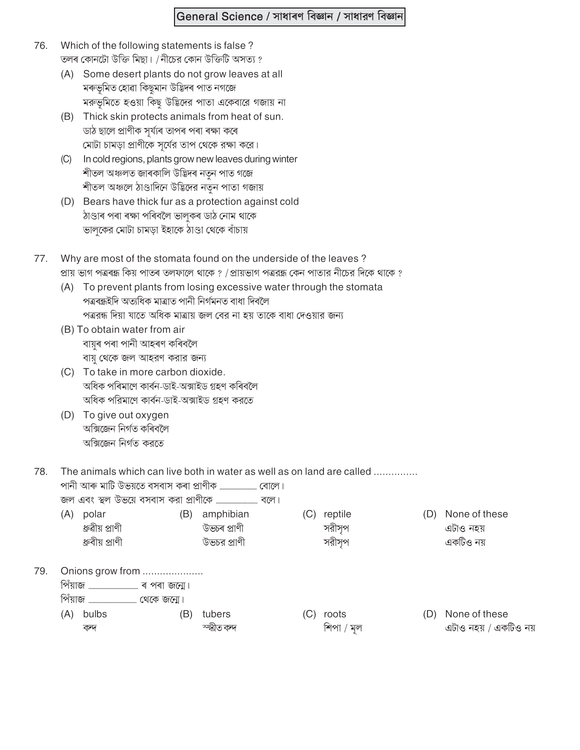## General Science / সাধাৰণ বিজ্ঞান / সাধারণ বিজ্ঞান

76. Which of the following statements is false ?
তলৰ কোনটো উক্তি মিছা। / নীচের কোন উক্তিটি অসত্য ?

(A) Some desert plants do not grow leaves at all
মৰুভূমিত হোৱা কিছুমান উদ্ভিদৰ পাত নগজে
মরুভূমিতে হওয়া কিছু উদ্ভিদের পাতা একেবারে গজায় না

(B) Thick skin protects animals from heat of sun.
ডাঠ ছালে প্ৰাণীক সূৰ্য্যৰ তাপৰ পৰা ৰক্ষা কৰে
মোটা চামড়া প্রাণীকে সূর্যের তাপ থেকে রক্ষা করে।

(C) In cold regions, plants grow new leaves during winter
শীতল অঞ্চলত জাৰকালি উদ্ভিদৰ নতুন পাত গজে
শীতল অঞ্চলে ঠাণ্ডাদিনে উদ্ভিদের নতুন পাতা গজায়

(D) Bears have thick fur as a protection against cold
ঠাণ্ডাৰ পৰা ৰক্ষা পৰিবলৈ ভালুকৰ ডাঠ নোম থাকে
ভালুকের মোটা চামড়া ইহাকে ঠাণ্ডা থেকে বাঁচায়

77. Why are most of the stomata found on the underside of the leaves ?
প্ৰায় ভাগ পত্ৰৰন্ধ্ৰ কিয় পাতৰ তলফালে থাকে ? / প্রায়ভাগ পত্ররন্ধ্র কেন পাতার নীচের দিকে থাকে ?

(A) To prevent plants from losing excessive water through the stomata
পত্ৰৰন্ধ্ৰইদি অত্যধিক মাত্ৰাত পানী নিৰ্গমনত বাধা দিবলৈ
পত্ররন্ধ্র দিয়া যাতে অধিক মাত্রায় জল বের না হয় তাকে বাধা দেওয়ার জন্য

(B) To obtain water from air
বায়ুৰ পৰা পানী আহৰণ কৰিবলৈ
বায়ু থেকে জল আহরণ করার জন্য

(C) To take in more carbon dioxide.
অধিক পৰিমাণে কাৰ্বন-ডাই-অক্সাইড গ্ৰহণ কৰিবলৈ
অধিক পরিমাণে কার্বন-ডাই-অক্সাইড গ্রহণ করতে

(D) To give out oxygen
অক্সিজেন নিৰ্গত কৰিবলৈ
অক্সিজেন নির্গত করতে

78. The animals which can live both in water as well as on land are called ...............
পানী আৰু মাটি উভয়তে বসবাস কৰা প্ৰাণীক .......................... বোলে।
জল এবং স্থল উভয়ে বসবাস করা প্রাণীকে .......................... বলে।

(A) polar
ধ্ৰুৱীয় প্ৰাণী
ধ্রুবীয় প্রাণী

(B) amphibian
উভচৰ প্ৰাণী
উভচর প্রাণী

(C) reptile
সৰীসৃপ
সরীসৃপ

(D) None of these
এটাও নহয়
একটিও নয়

79. Onions grow from .....................
পিঁয়াজ .......................... ৰ পৰা জন্মে।
পিঁয়াজ .......................... থেকে জন্মে।

(A) bulbs
কন্দ

(B) tubers
স্ফীত কন্দ

(C) roots
শিপা / মূল

(D) None of these
এটাও নহয় / একটিও নয়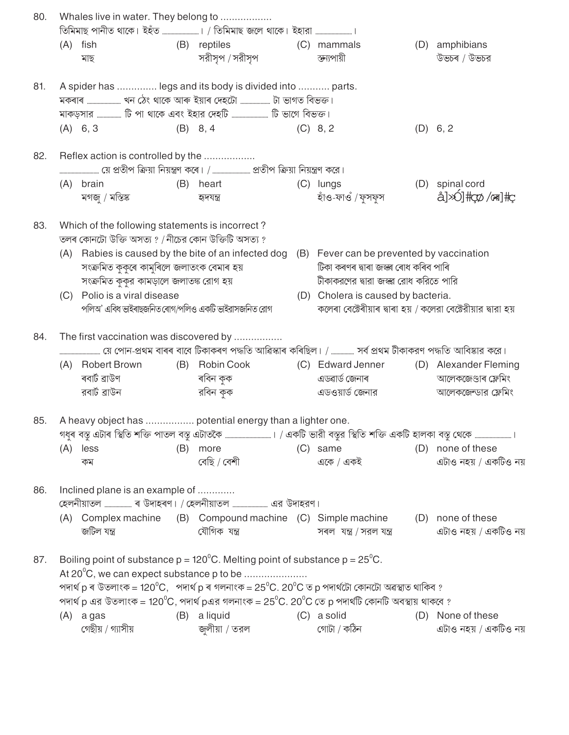80. Whales live in water. They belong to ..................

তিমিমাছ পানীত থাকে। ইহঁত ..........................। / তিমিমাছ জলে থাকে। ইহারা ..........................।

(A) fish
মাছ

(B) reptiles
সৰীসৃপ / সরীসৃপ

(C) mammals
স্তন্যপায়ী

(D) amphibians
উভচৰ / উভচর

81. A spider has .............. legs and its body is divided into ........... parts.

মকৰাৰ ........................ খন ঠেং থাকে আৰু ইয়াৰ দেহটো ..................... টা ভাগত বিভক্ত।

মাকড়সার ................. টি পা থাকে এবং ইহার দেহটি .......................... টি ভাগে বিভক্ত।

(A) 6, 3
(B) 8, 4
(C) 8, 2
(D) 6, 2

82. Reflex action is controlled by the ..................

............................ যে প্ৰতীপ ক্ৰিয়া নিয়ন্ত্ৰণ কৰে। / .......................... প্রতীপ ক্রিয়া নিয়ন্ত্রণ করে।

(A) brain
মগজু / মস্তিষ্ক

(B) heart
হৃদযন্ত্ৰ

(C) lungs
হাঁও-ফাওঁ / ফুসফুস

(D) spinal cord
å]»Ó]#ç∅ /ç]#ç

83. Which of the following statements is incorrect ?

তলৰ কোনটো উক্তি অসত্য ? / নীচের কোন উক্তিটি অসত্য ?

(A) Rabies is caused by the bite of an infected dog
সংক্ৰমিত কুকুৰে কামুৰিলে জলাতংক বেমাৰ হয়
সংক্রমিত কুকুর কামড়ালে জলাতঙ্ক রোগ হয়

(B) Fever can be prevented by vaccination
টিকা কৰণৰ দ্বাৰা জ্বৰ ৰোধ কৰিব পাৰি
টীকাকরণের দ্বারা জ্বর রোধ করিতে পারি

(C) Polio is a viral disease
পলিঅ' এবিধ ভাইৰাছজনিত ৰোগ/পলিও একটি ভাইরাসজনিত রোগ

(D) Cholera is caused by bacteria.
কলেৰা বেক্টেৰীয়াৰ দ্বাৰা হয় / কলেরা বেক্টেরীয়ার দ্বারা হয়

84. The first vaccination was discovered by .................

............................ যে পোন-প্ৰথম বাৰৰ বাবে টিকাকৰণ পদ্ধতি আৱিস্কাৰ কৰিছিল। / ............... সর্ব প্রথম টীকাকরণ পদ্ধতি আবিষ্কার করে।

(A) Robert Brown
ৰবাৰ্ট ব্ৰাউণ
রবার্ট ব্রাউন

(B) Robin Cook
ৰবিন কুক
রবিন কুক

(C) Edward Jenner
এডৱাৰ্ড জেনাৰ
এডওয়ার্ড জেনার

(D) Alexander Fleming
আলেকজেণ্ডাৰ ফ্লেমিং
আলেকজেন্ডার ফ্লেমিং

85. A heavy object has ................. potential energy than a lighter one.

গধুৰ বস্তু এটাৰ স্থিতি শক্তি পাতল বস্তু এটাতকৈ ................................। / একটি ভারী বস্তুর স্থিতি শক্তি একটি হালকা বস্তু থেকে ..........................।

(A) less
কম

(B) more
বেছি / বেশী

(C) same
একে / একই

(D) none of these
এটাও নহয় / একটিও নয়

86. Inclined plane is an example of .............

হেলনীয়াতল .................. ৰ উদাহৰণ। / হেলনীয়াতল ........................ এর উদাহরণ।

(A) Complex machine
জটিল যন্ত্ৰ

(B) Compound machine
যৌগিক যন্ত্ৰ

(C) Simple machine
সৰল যন্ত্ৰ / সরল যন্ত্র

(D) none of these
এটাও নহয় / একটিও নয়

87. Boiling point of substance p = $120^0$C. Melting point of substance p = $25^0$C.

At $20^0$C, we can expect substance p to be ......................

পদাৰ্থ p ৰ উতলাংক = $120^0$C, পদাৰ্থ p ৰ গলনাংক = $25^0$C. $20^0$C ত p পদাৰ্থটো কোনটো অৱস্থাত থাকিব ?

পদার্থ p এর উতলাংক = $120^0$C, পদার্থ pএর গলনাংক = $25^0$C. $20^0$C তে p পদার্থটি কোনটি অবস্থায় থাকবে ?

(A) a gas
গেছীয় / গ্যাসীয়

(B) a liquid
জুলীয়া / তরল

(C) a solid
গোটা / কঠিন

(D) None of these
এটাও নহয় / একটিও নয়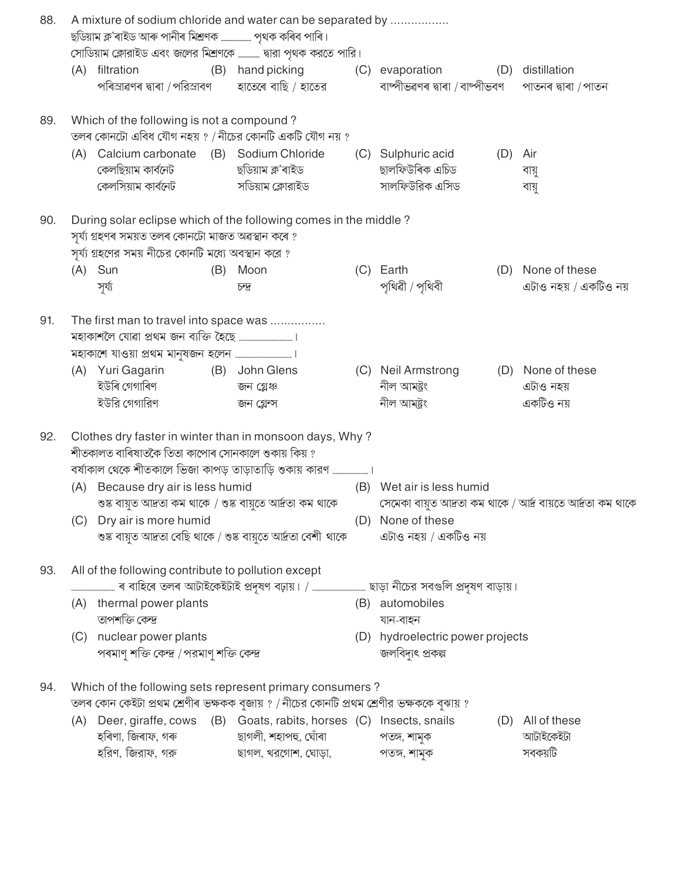88. A mixture of sodium chloride and water can be separated by ................

ছডিয়াম ক্ল'ৰাইড আৰু পানীৰ মিশ্ৰণক ............... পৃথক কৰিব পাৰি।

সোডিয়াম ক্লোরাইড এবং জলের মিশ্রণকে ........... দ্বারা পৃথক করতে পারি।

(A) filtration
পৰিস্ৰাৱণৰ দ্বাৰা / পরিস্রাবণ

(B) hand picking
হাতেৰে বাছি / হাতের

(C) evaporation
বাষ্পীভৱণৰ দ্বাৰা / বাষ্পীভবণ

(D) distillation
পাতনৰ দ্বাৰা / পাতন

89. Which of the following is not a compound ?

তলৰ কোনটো এবিধ যৌগ নহয় ? / নীচের কোনটি একটি যৌগ নয় ?

(A) Calcium carbonate
কেলছিয়াম কাৰ্বনেট
কেলসিয়াম কার্বনেট

(B) Sodium Chloride
ছডিয়াম ক্ল'ৰাইড
সডিয়াম ক্লোরাইড

(C) Sulphuric acid
ছালফিউৰিক এচিড
সালফিউরিক এসিড

(D) Air
বায়ু
বায়ু

90. During solar eclipse which of the following comes in the middle ?

সূৰ্য্য গ্ৰহণৰ সময়ত তলৰ কোনটো মাজত অৱস্থান কৰে ?

সূর্য্য গ্রহণের সময় নীচের কোনটি মধ্যে অবস্থান করে ?

(A) Sun
সূৰ্য্য

(B) Moon
চন্দ্ৰ

(C) Earth
পৃথিৱী / পৃথিবী

(D) None of these
এটাও নহয় / একটিও নয়

91. The first man to travel into space was ................

মহাকাশলৈ যোৱা প্ৰথম জন ব্যক্তি হৈছে ......................... ।

মহাকাশে যাওয়া প্রথম মানুষজন হলেন ......................... ।

(A) Yuri Gagarin
ইউৰি গেগাৰিণ
ইউরি গেগারিণ

(B) John Glens
জন গ্লেঞ্চ
জন গ্লেন্স

(C) Neil Armstrong
নীল আমষ্ট্ৰং
নীল আমষ্ট্রং

(D) None of these
এটাও নহয়
একটিও নয়

92. Clothes dry faster in winter than in monsoon days, Why ?

শীতকালত বাৰিষাতকৈ তিতা কাপোৰ সোনকালে শুকায় কিয় ?

বর্ষাকাল থেকে শীতকালে ভিজা কাপড় তাড়াতাড়ি শুকায় কারণ .................. ।

(A) Because dry air is less humid
শুষ্ক বায়ুত আদ্ৰতা কম থাকে / শুষ্ক বায়ুতে আর্দ্রতা কম থাকে

(B) Wet air is less humid
সেমেকা বায়ুত আদ্ৰতা কম থাকে / আর্দ্র বায়তে আর্দ্রতা কম থাকে

(C) Dry air is more humid
শুষ্ক বায়ুত আদ্ৰতা বেছি থাকে / শুষ্ক বায়ুতে আর্দ্রতা বেশী থাকে

(D) None of these
এটাও নহয় / একটিও নয়

93. All of the following contribute to pollution except

........................ ৰ বাহিৰে তলৰ আটাইকেইটাই প্ৰদূষণ বঢ়ায়। / ............................. ছাড়া নীচের সবগুলি প্রদূষণ বাড়ায়।

(A) thermal power plants
তাপশক্তি কেন্দ্ৰ

(B) automobiles
যান-বাহন

(C) nuclear power plants
পৰমাণু শক্তি কেন্দ্ৰ / পরমাণু শক্তি কেন্দ্র

(D) hydroelectric power projects
জলবিদ্যুৎ প্ৰকল্প

94. Which of the following sets represent primary consumers ?

তলৰ কোন কেইটা প্ৰথম শ্ৰেণীৰ ভক্ষকক বুজায় ? / নীচের কোনটি প্রথম শ্রেণীর ভক্ষককে বুঝায় ?

(A) Deer, giraffe, cows
হৰিণা, জিৰাফ, গৰু
হরিণ, জিরাফ, গরু

(B) Goats, rabits, horses
ছাগলী, শহাপহু, ঘোঁৰা
ছাগল, খরগোশ, ঘোড়া,

(C) Insects, snails
পতঙ্গ, শামুক
পতঙ্গ, শামুক

(D) All of these
আটাইকেইটা
সবকয়টি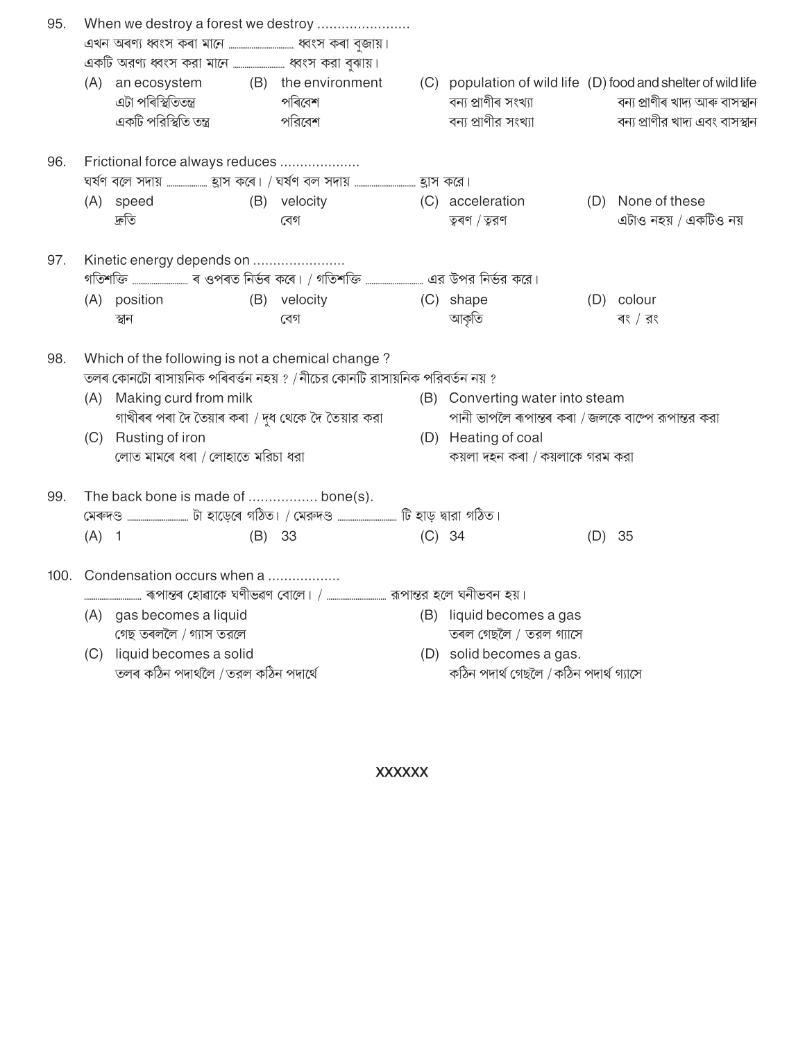95. When we destroy a forest we destroy ......................
এখন অৰণ্য ধ্বংস কৰা মানে .................. ধ্বংস কৰা বুজায়।
একটি অরণ্য ধ্বংস করা মানে .................. ধ্বংস করা বুঝায়।

(A) an ecosystem
এটা পৰিস্থিতিতন্ত্ৰ
একটি পরিস্থিতি তন্ত্র

(B) the environment
পৰিবেশ
পরিবেশ

(C) population of wild life
বন্য প্ৰাণীৰ সংখ্যা
বন্য প্রাণীর সংখ্যা

(D) food and shelter of wild life
বন্য প্ৰাণীৰ খাদ্য আৰু বাসস্থান
বন্য প্রাণীর খাদ্য এবং বাসস্থান

96. Frictional force always reduces ...................
ঘৰ্ষণ বলে সদায় .................. হ্ৰাস কৰে। / ঘর্ষণ বল সদায় .................. হ্রাস করে।

(A) speed
দ্ৰুতি

(B) velocity
বেগ

(C) acceleration
ত্বৰণ / ত্বরণ

(D) None of these
এটাও নহয় / একটিও নয়

97. Kinetic energy depends on ......................
গতিশক্তি .................. ৰ ওপৰত নিৰ্ভৰ কৰে। / গতিশক্তি .................. এর উপর নির্ভর করে।

(A) position
স্থান

(B) velocity
বেগ

(C) shape
আকৃতি

(D) colour
ৰং / রং

98. Which of the following is not a chemical change ?
তলৰ কোনটো ৰাসায়নিক পৰিবৰ্তন নহয় ? / নীচের কোনটি রাসায়নিক পরিবর্তন নয় ?

(A) Making curd from milk
গাখীৰৰ পৰা দৈ তৈয়াৰ কৰা / দুধ থেকে দৈ তৈয়ার করা

(B) Converting water into steam
পানী ভাপলৈ ৰূপান্তৰ কৰা / জলকে বাষ্পে রূপান্তর করা

(C) Rusting of iron
লোত মামৰে ধৰা / লোহাতে মরিচা ধরা

(D) Heating of coal
কয়লা দহন কৰা / কয়লাকে গরম করা

99. The back bone is made of ................ bone(s).
মেৰুদণ্ড .................. টা হাড়েৰে গঠিত। / মেরুদণ্ড .................. টি হাড় দ্বারা গঠিত।

(A) 1
(B) 33
(C) 34
(D) 35

100. Condensation occurs when a .................
.................. ৰূপান্তৰ হোৱাকে ঘণীভৱণ বোলে। / .................. রূপান্তর হলে ঘনীভবন হয়।

(A) gas becomes a liquid
গেছ তৰললৈ / গ্যাস তরলে

(B) liquid becomes a gas
তৰল গেছলৈ / তরল গ্যাসে

(C) liquid becomes a solid
তলৰ কঠিন পদাৰ্থলৈ / তরল কঠিন পদার্থে

(D) solid becomes a gas.
কঠিন পদাৰ্থ গেছলৈ / কঠিন পদার্থ গ্যাসে

XXXXXX